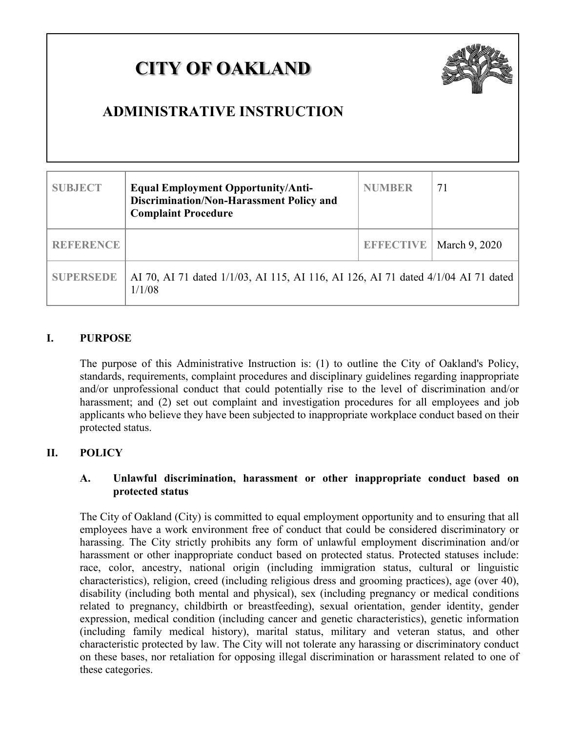# CITY OF OAKLAND

## ADMINISTRATIVE INSTRUCTION

| SUBJECT | Equal Employment Opportunity/Anti-Discrimination/Non-Harassment Policy and Complaint Procedure | NUMBER | 71 |
|---|---|---|---|
| REFERENCE | | EFFECTIVE | March 9, 2020 |
| SUPERSEDE | AI 70, AI 71 dated 1/1/03, AI 115, AI 116, AI 126, AI 71 dated 4/1/04 AI 71 dated 1/1/08 | | |

## I. PURPOSE

The purpose of this Administrative Instruction is: (1) to outline the City of Oakland's Policy, standards, requirements, complaint procedures and disciplinary guidelines regarding inappropriate and/or unprofessional conduct that could potentially rise to the level of discrimination and/or harassment; and (2) set out complaint and investigation procedures for all employees and job applicants who believe they have been subjected to inappropriate workplace conduct based on their protected status.

## II. POLICY

### A. Unlawful discrimination, harassment or other inappropriate conduct based on protected status

The City of Oakland (City) is committed to equal employment opportunity and to ensuring that all employees have a work environment free of conduct that could be considered discriminatory or harassing. The City strictly prohibits any form of unlawful employment discrimination and/or harassment or other inappropriate conduct based on protected status. Protected statuses include: race, color, ancestry, national origin (including immigration status, cultural or linguistic characteristics), religion, creed (including religious dress and grooming practices), age (over 40), disability (including both mental and physical), sex (including pregnancy or medical conditions related to pregnancy, childbirth or breastfeeding), sexual orientation, gender identity, gender expression, medical condition (including cancer and genetic characteristics), genetic information (including family medical history), marital status, military and veteran status, and other characteristic protected by law. The City will not tolerate any harassing or discriminatory conduct on these bases, nor retaliation for opposing illegal discrimination or harassment related to one of these categories.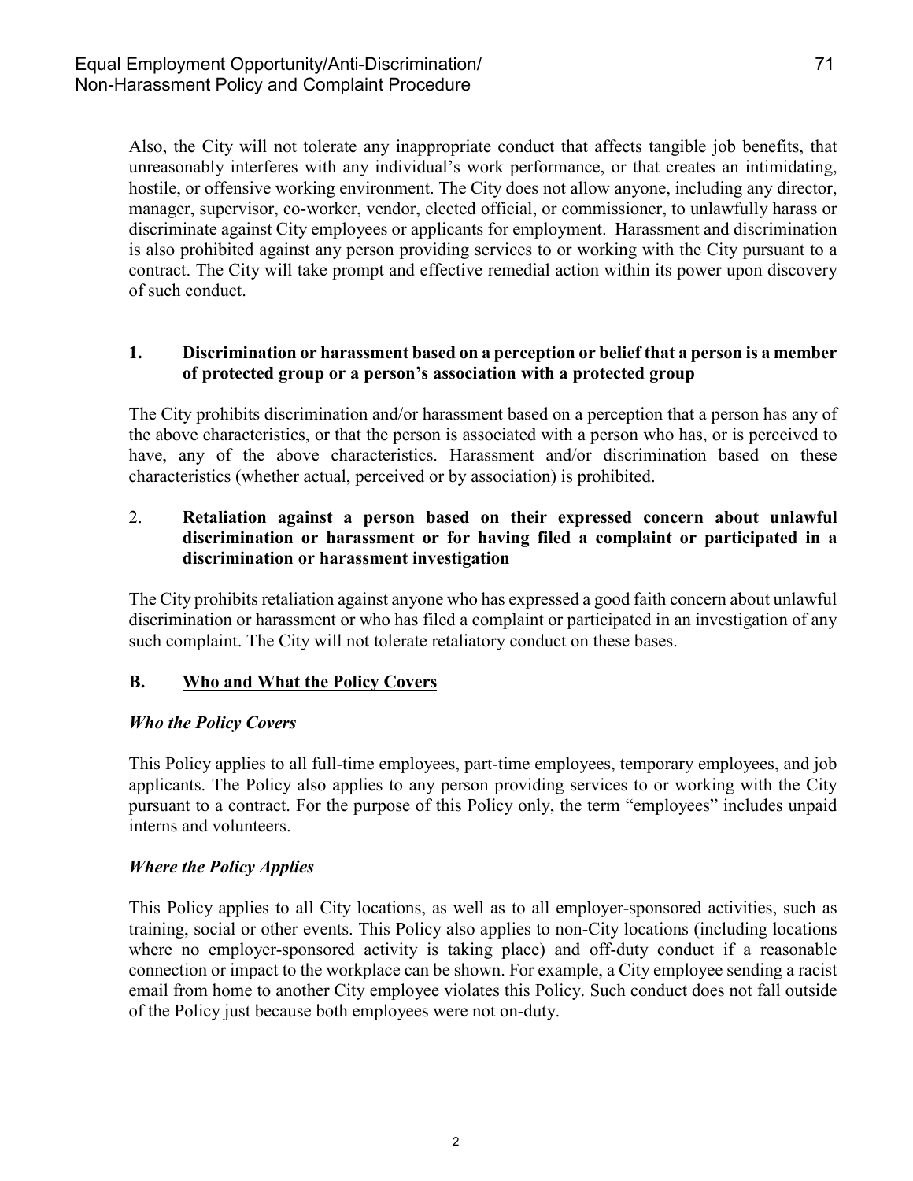Also, the City will not tolerate any inappropriate conduct that affects tangible job benefits, that unreasonably interferes with any individual's work performance, or that creates an intimidating, hostile, or offensive working environment. The City does not allow anyone, including any director, manager, supervisor, co-worker, vendor, elected official, or commissioner, to unlawfully harass or discriminate against City employees or applicants for employment. Harassment and discrimination is also prohibited against any person providing services to or working with the City pursuant to a contract. The City will take prompt and effective remedial action within its power upon discovery of such conduct.

**1. Discrimination or harassment based on a perception or belief that a person is a member of protected group or a person's association with a protected group**

The City prohibits discrimination and/or harassment based on a perception that a person has any of the above characteristics, or that the person is associated with a person who has, or is perceived to have, any of the above characteristics. Harassment and/or discrimination based on these characteristics (whether actual, perceived or by association) is prohibited.

2. **Retaliation against a person based on their expressed concern about unlawful discrimination or harassment or for having filed a complaint or participated in a discrimination or harassment investigation**

The City prohibits retaliation against anyone who has expressed a good faith concern about unlawful discrimination or harassment or who has filed a complaint or participated in an investigation of any such complaint. The City will not tolerate retaliatory conduct on these bases.

## B. Who and What the Policy Covers

***Who the Policy Covers***

This Policy applies to all full-time employees, part-time employees, temporary employees, and job applicants. The Policy also applies to any person providing services to or working with the City pursuant to a contract. For the purpose of this Policy only, the term "employees" includes unpaid interns and volunteers.

***Where the Policy Applies***

This Policy applies to all City locations, as well as to all employer-sponsored activities, such as training, social or other events. This Policy also applies to non-City locations (including locations where no employer-sponsored activity is taking place) and off-duty conduct if a reasonable connection or impact to the workplace can be shown. For example, a City employee sending a racist email from home to another City employee violates this Policy. Such conduct does not fall outside of the Policy just because both employees were not on-duty.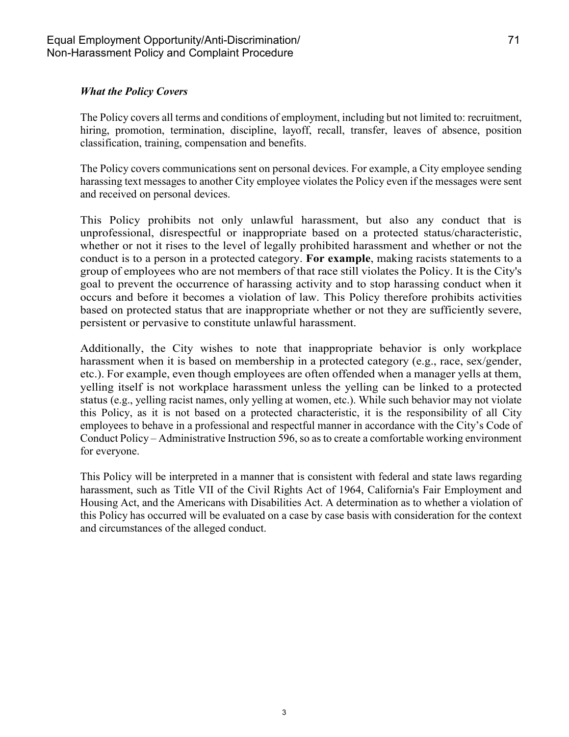### *What the Policy Covers*

The Policy covers all terms and conditions of employment, including but not limited to: recruitment, hiring, promotion, termination, discipline, layoff, recall, transfer, leaves of absence, position classification, training, compensation and benefits.

The Policy covers communications sent on personal devices. For example, a City employee sending harassing text messages to another City employee violates the Policy even if the messages were sent and received on personal devices.

This Policy prohibits not only unlawful harassment, but also any conduct that is unprofessional, disrespectful or inappropriate based on a protected status/characteristic, whether or not it rises to the level of legally prohibited harassment and whether or not the conduct is to a person in a protected category. **For example**, making racists statements to a group of employees who are not members of that race still violates the Policy. It is the City's goal to prevent the occurrence of harassing activity and to stop harassing conduct when it occurs and before it becomes a violation of law. This Policy therefore prohibits activities based on protected status that are inappropriate whether or not they are sufficiently severe, persistent or pervasive to constitute unlawful harassment.

Additionally, the City wishes to note that inappropriate behavior is only workplace harassment when it is based on membership in a protected category (e.g., race, sex/gender, etc.). For example, even though employees are often offended when a manager yells at them, yelling itself is not workplace harassment unless the yelling can be linked to a protected status (e.g., yelling racist names, only yelling at women, etc.). While such behavior may not violate this Policy, as it is not based on a protected characteristic, it is the responsibility of all City employees to behave in a professional and respectful manner in accordance with the City's Code of Conduct Policy – Administrative Instruction 596, so as to create a comfortable working environment for everyone.

This Policy will be interpreted in a manner that is consistent with federal and state laws regarding harassment, such as Title VII of the Civil Rights Act of 1964, California's Fair Employment and Housing Act, and the Americans with Disabilities Act. A determination as to whether a violation of this Policy has occurred will be evaluated on a case by case basis with consideration for the context and circumstances of the alleged conduct.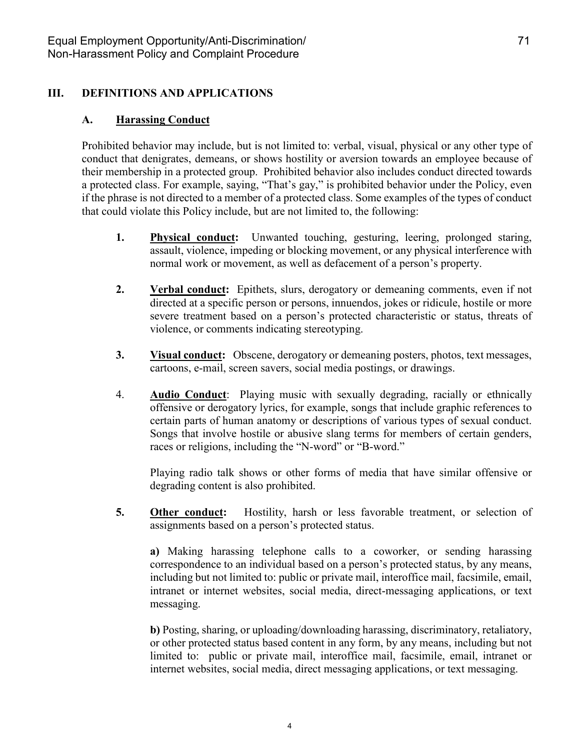## III. DEFINITIONS AND APPLICATIONS

### A. Harassing Conduct

Prohibited behavior may include, but is not limited to: verbal, visual, physical or any other type of conduct that denigrates, demeans, or shows hostility or aversion towards an employee because of their membership in a protected group. Prohibited behavior also includes conduct directed towards a protected class. For example, saying, "That's gay," is prohibited behavior under the Policy, even if the phrase is not directed to a member of a protected class. Some examples of the types of conduct that could violate this Policy include, but are not limited to, the following:

1. **Physical conduct:** Unwanted touching, gesturing, leering, prolonged staring, assault, violence, impeding or blocking movement, or any physical interference with normal work or movement, as well as defacement of a person's property.

2. **Verbal conduct:** Epithets, slurs, derogatory or demeaning comments, even if not directed at a specific person or persons, innuendos, jokes or ridicule, hostile or more severe treatment based on a person's protected characteristic or status, threats of violence, or comments indicating stereotyping.

3. **Visual conduct:** Obscene, derogatory or demeaning posters, photos, text messages, cartoons, e-mail, screen savers, social media postings, or drawings.

4. **Audio Conduct**: Playing music with sexually degrading, racially or ethnically offensive or derogatory lyrics, for example, songs that include graphic references to certain parts of human anatomy or descriptions of various types of sexual conduct. Songs that involve hostile or abusive slang terms for members of certain genders, races or religions, including the "N-word" or "B-word."

   Playing radio talk shows or other forms of media that have similar offensive or degrading content is also prohibited.

5. **Other conduct:** Hostility, harsh or less favorable treatment, or selection of assignments based on a person's protected status.

   **a)** Making harassing telephone calls to a coworker, or sending harassing correspondence to an individual based on a person's protected status, by any means, including but not limited to: public or private mail, interoffice mail, facsimile, email, intranet or internet websites, social media, direct-messaging applications, or text messaging.

   **b)** Posting, sharing, or uploading/downloading harassing, discriminatory, retaliatory, or other protected status based content in any form, by any means, including but not limited to: public or private mail, interoffice mail, facsimile, email, intranet or internet websites, social media, direct messaging applications, or text messaging.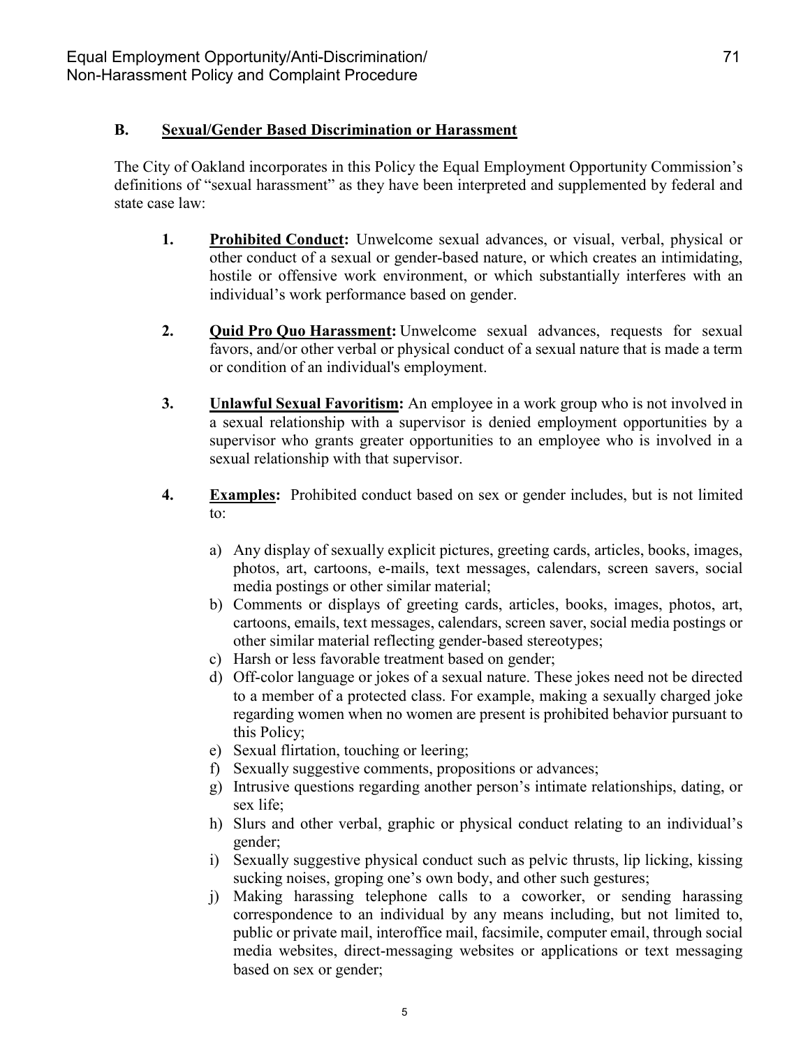### B. Sexual/Gender Based Discrimination or Harassment

The City of Oakland incorporates in this Policy the Equal Employment Opportunity Commission's definitions of "sexual harassment" as they have been interpreted and supplemented by federal and state case law:

1. **Prohibited Conduct:** Unwelcome sexual advances, or visual, verbal, physical or other conduct of a sexual or gender-based nature, or which creates an intimidating, hostile or offensive work environment, or which substantially interferes with an individual's work performance based on gender.

2. **Quid Pro Quo Harassment:** Unwelcome sexual advances, requests for sexual favors, and/or other verbal or physical conduct of a sexual nature that is made a term or condition of an individual's employment.

3. **Unlawful Sexual Favoritism:** An employee in a work group who is not involved in a sexual relationship with a supervisor is denied employment opportunities by a supervisor who grants greater opportunities to an employee who is involved in a sexual relationship with that supervisor.

4. **Examples:** Prohibited conduct based on sex or gender includes, but is not limited to:

   a) Any display of sexually explicit pictures, greeting cards, articles, books, images, photos, art, cartoons, e-mails, text messages, calendars, screen savers, social media postings or other similar material;
   b) Comments or displays of greeting cards, articles, books, images, photos, art, cartoons, emails, text messages, calendars, screen saver, social media postings or other similar material reflecting gender-based stereotypes;
   c) Harsh or less favorable treatment based on gender;
   d) Off-color language or jokes of a sexual nature. These jokes need not be directed to a member of a protected class. For example, making a sexually charged joke regarding women when no women are present is prohibited behavior pursuant to this Policy;
   e) Sexual flirtation, touching or leering;
   f) Sexually suggestive comments, propositions or advances;
   g) Intrusive questions regarding another person's intimate relationships, dating, or sex life;
   h) Slurs and other verbal, graphic or physical conduct relating to an individual's gender;
   i) Sexually suggestive physical conduct such as pelvic thrusts, lip licking, kissing sucking noises, groping one's own body, and other such gestures;
   j) Making harassing telephone calls to a coworker, or sending harassing correspondence to an individual by any means including, but not limited to, public or private mail, interoffice mail, facsimile, computer email, through social media websites, direct-messaging websites or applications or text messaging based on sex or gender;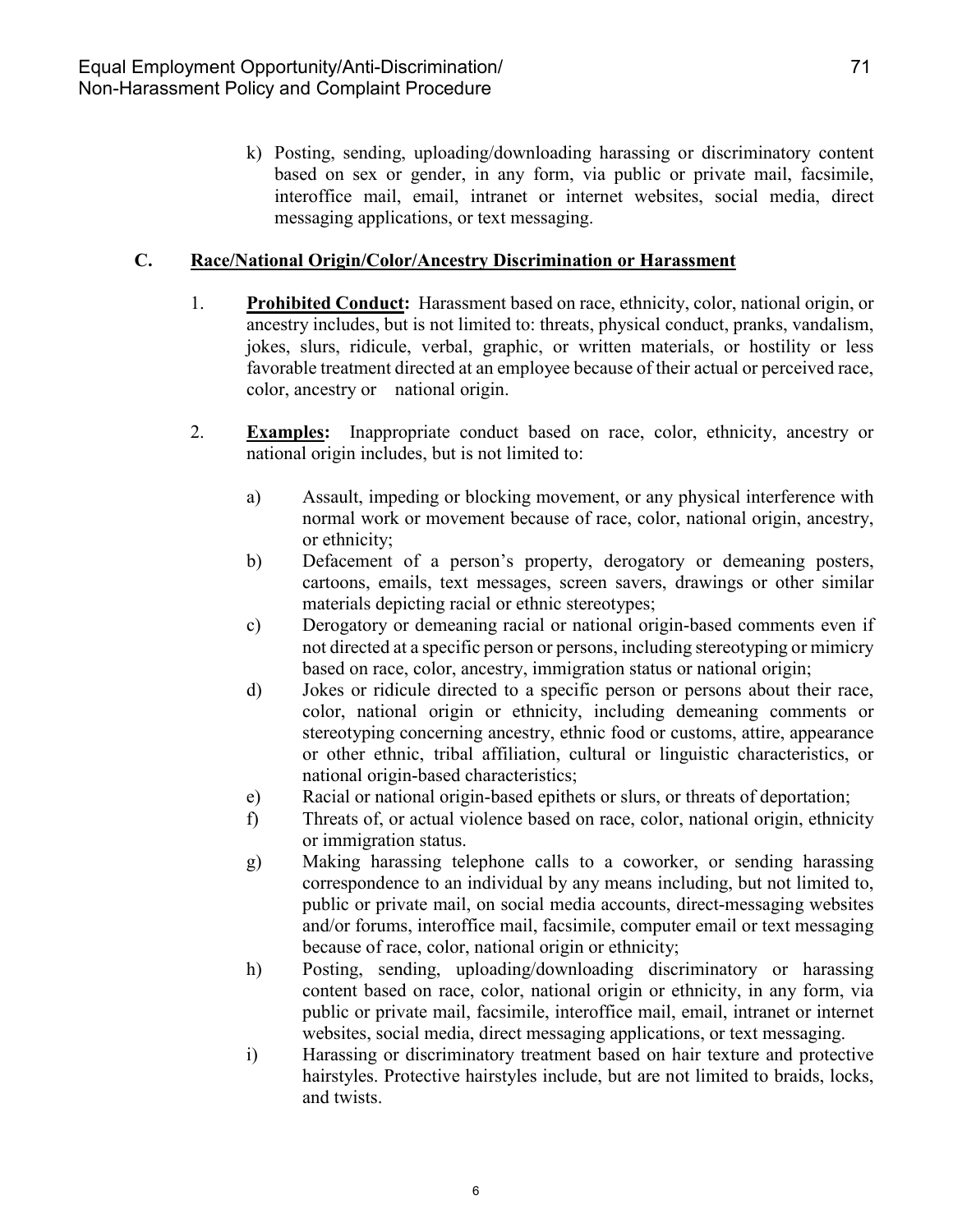k) Posting, sending, uploading/downloading harassing or discriminatory content based on sex or gender, in any form, via public or private mail, facsimile, interoffice mail, email, intranet or internet websites, social media, direct messaging applications, or text messaging.

## C. Race/National Origin/Color/Ancestry Discrimination or Harassment

1. **Prohibited Conduct:** Harassment based on race, ethnicity, color, national origin, or ancestry includes, but is not limited to: threats, physical conduct, pranks, vandalism, jokes, slurs, ridicule, verbal, graphic, or written materials, or hostility or less favorable treatment directed at an employee because of their actual or perceived race, color, ancestry or national origin.

2. **Examples:** Inappropriate conduct based on race, color, ethnicity, ancestry or national origin includes, but is not limited to:

   a) Assault, impeding or blocking movement, or any physical interference with normal work or movement because of race, color, national origin, ancestry, or ethnicity;

   b) Defacement of a person's property, derogatory or demeaning posters, cartoons, emails, text messages, screen savers, drawings or other similar materials depicting racial or ethnic stereotypes;

   c) Derogatory or demeaning racial or national origin-based comments even if not directed at a specific person or persons, including stereotyping or mimicry based on race, color, ancestry, immigration status or national origin;

   d) Jokes or ridicule directed to a specific person or persons about their race, color, national origin or ethnicity, including demeaning comments or stereotyping concerning ancestry, ethnic food or customs, attire, appearance or other ethnic, tribal affiliation, cultural or linguistic characteristics, or national origin-based characteristics;

   e) Racial or national origin-based epithets or slurs, or threats of deportation;

   f) Threats of, or actual violence based on race, color, national origin, ethnicity or immigration status.

   g) Making harassing telephone calls to a coworker, or sending harassing correspondence to an individual by any means including, but not limited to, public or private mail, on social media accounts, direct-messaging websites and/or forums, interoffice mail, facsimile, computer email or text messaging because of race, color, national origin or ethnicity;

   h) Posting, sending, uploading/downloading discriminatory or harassing content based on race, color, national origin or ethnicity, in any form, via public or private mail, facsimile, interoffice mail, email, intranet or internet websites, social media, direct messaging applications, or text messaging.

   i) Harassing or discriminatory treatment based on hair texture and protective hairstyles. Protective hairstyles include, but are not limited to braids, locks, and twists.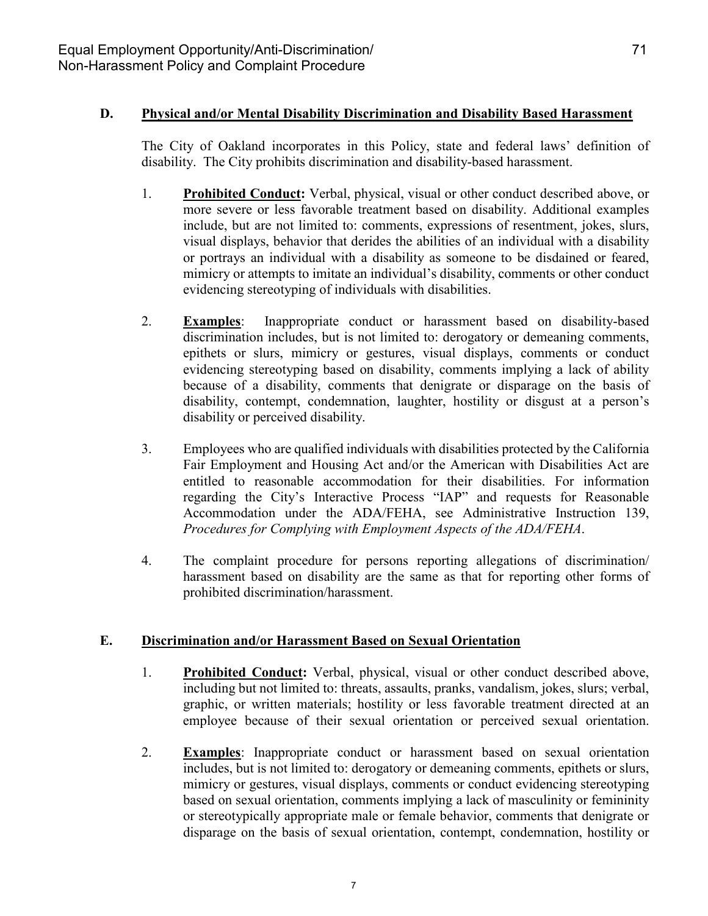### D. Physical and/or Mental Disability Discrimination and Disability Based Harassment

The City of Oakland incorporates in this Policy, state and federal laws' definition of disability. The City prohibits discrimination and disability-based harassment.

1. **Prohibited Conduct:** Verbal, physical, visual or other conduct described above, or more severe or less favorable treatment based on disability. Additional examples include, but are not limited to: comments, expressions of resentment, jokes, slurs, visual displays, behavior that derides the abilities of an individual with a disability or portrays an individual with a disability as someone to be disdained or feared, mimicry or attempts to imitate an individual's disability, comments or other conduct evidencing stereotyping of individuals with disabilities.

2. **Examples**: Inappropriate conduct or harassment based on disability-based discrimination includes, but is not limited to: derogatory or demeaning comments, epithets or slurs, mimicry or gestures, visual displays, comments or conduct evidencing stereotyping based on disability, comments implying a lack of ability because of a disability, comments that denigrate or disparage on the basis of disability, contempt, condemnation, laughter, hostility or disgust at a person's disability or perceived disability.

3. Employees who are qualified individuals with disabilities protected by the California Fair Employment and Housing Act and/or the American with Disabilities Act are entitled to reasonable accommodation for their disabilities. For information regarding the City's Interactive Process "IAP" and requests for Reasonable Accommodation under the ADA/FEHA, see Administrative Instruction 139, *Procedures for Complying with Employment Aspects of the ADA/FEHA*.

4. The complaint procedure for persons reporting allegations of discrimination/ harassment based on disability are the same as that for reporting other forms of prohibited discrimination/harassment.

### E. Discrimination and/or Harassment Based on Sexual Orientation

1. **Prohibited Conduct:** Verbal, physical, visual or other conduct described above, including but not limited to: threats, assaults, pranks, vandalism, jokes, slurs; verbal, graphic, or written materials; hostility or less favorable treatment directed at an employee because of their sexual orientation or perceived sexual orientation.

2. **Examples**: Inappropriate conduct or harassment based on sexual orientation includes, but is not limited to: derogatory or demeaning comments, epithets or slurs, mimicry or gestures, visual displays, comments or conduct evidencing stereotyping based on sexual orientation, comments implying a lack of masculinity or femininity or stereotypically appropriate male or female behavior, comments that denigrate or disparage on the basis of sexual orientation, contempt, condemnation, hostility or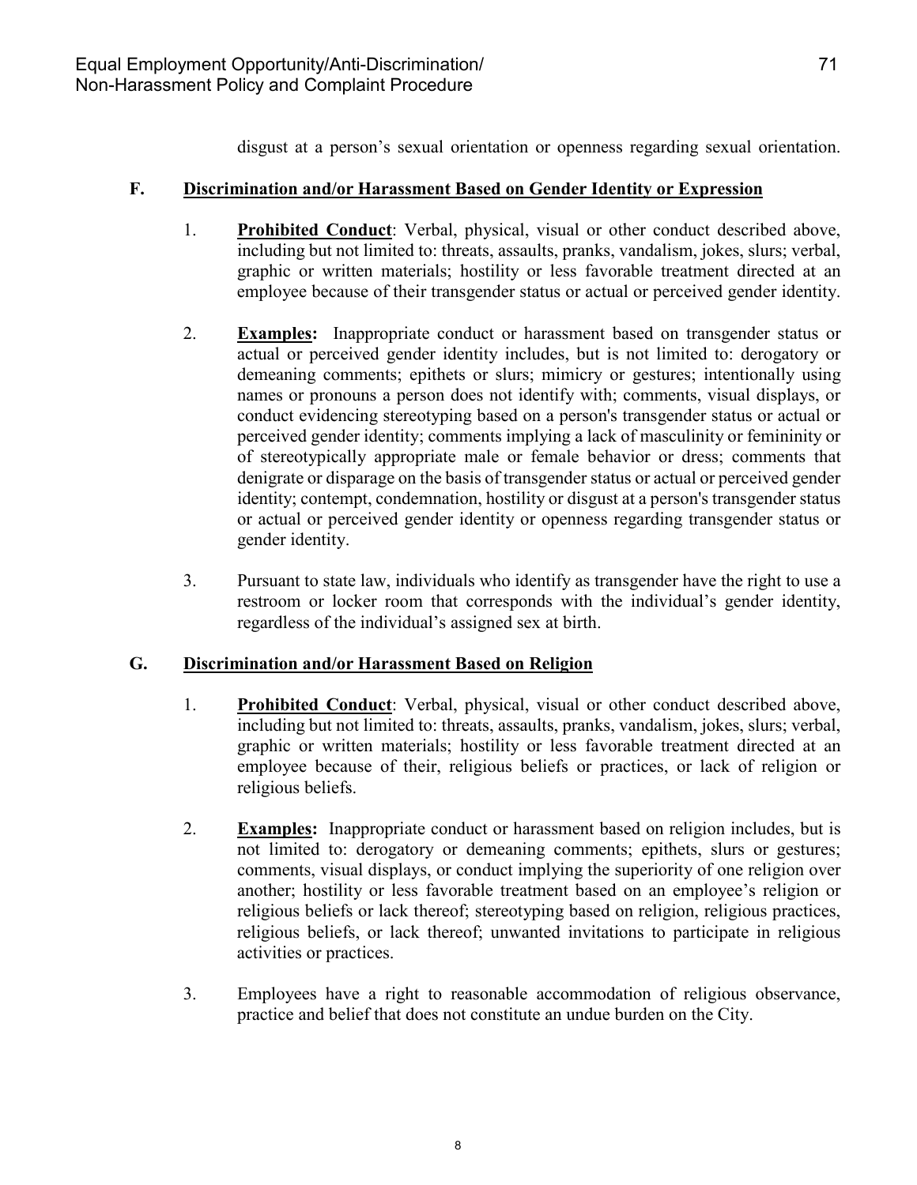disgust at a person's sexual orientation or openness regarding sexual orientation.

### F. Discrimination and/or Harassment Based on Gender Identity or Expression

1. **Prohibited Conduct**: Verbal, physical, visual or other conduct described above, including but not limited to: threats, assaults, pranks, vandalism, jokes, slurs; verbal, graphic or written materials; hostility or less favorable treatment directed at an employee because of their transgender status or actual or perceived gender identity.

2. **Examples:** Inappropriate conduct or harassment based on transgender status or actual or perceived gender identity includes, but is not limited to: derogatory or demeaning comments; epithets or slurs; mimicry or gestures; intentionally using names or pronouns a person does not identify with; comments, visual displays, or conduct evidencing stereotyping based on a person's transgender status or actual or perceived gender identity; comments implying a lack of masculinity or femininity or of stereotypically appropriate male or female behavior or dress; comments that denigrate or disparage on the basis of transgender status or actual or perceived gender identity; contempt, condemnation, hostility or disgust at a person's transgender status or actual or perceived gender identity or openness regarding transgender status or gender identity.

3. Pursuant to state law, individuals who identify as transgender have the right to use a restroom or locker room that corresponds with the individual's gender identity, regardless of the individual's assigned sex at birth.

### G. Discrimination and/or Harassment Based on Religion

1. **Prohibited Conduct**: Verbal, physical, visual or other conduct described above, including but not limited to: threats, assaults, pranks, vandalism, jokes, slurs; verbal, graphic or written materials; hostility or less favorable treatment directed at an employee because of their, religious beliefs or practices, or lack of religion or religious beliefs.

2. **Examples:** Inappropriate conduct or harassment based on religion includes, but is not limited to: derogatory or demeaning comments; epithets, slurs or gestures; comments, visual displays, or conduct implying the superiority of one religion over another; hostility or less favorable treatment based on an employee's religion or religious beliefs or lack thereof; stereotyping based on religion, religious practices, religious beliefs, or lack thereof; unwanted invitations to participate in religious activities or practices.

3. Employees have a right to reasonable accommodation of religious observance, practice and belief that does not constitute an undue burden on the City.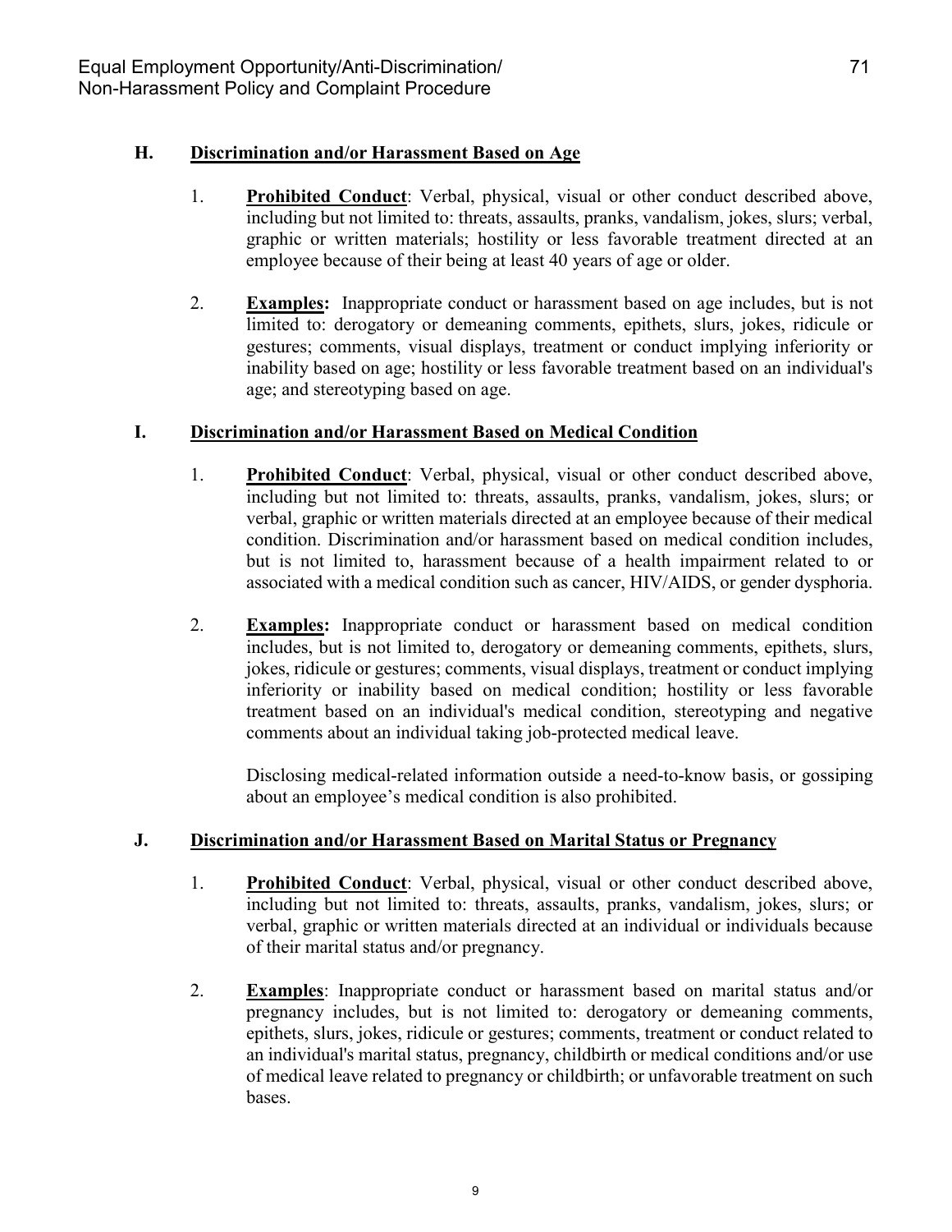### H. Discrimination and/or Harassment Based on Age

1. **Prohibited Conduct**: Verbal, physical, visual or other conduct described above, including but not limited to: threats, assaults, pranks, vandalism, jokes, slurs; verbal, graphic or written materials; hostility or less favorable treatment directed at an employee because of their being at least 40 years of age or older.

2. **Examples:** Inappropriate conduct or harassment based on age includes, but is not limited to: derogatory or demeaning comments, epithets, slurs, jokes, ridicule or gestures; comments, visual displays, treatment or conduct implying inferiority or inability based on age; hostility or less favorable treatment based on an individual's age; and stereotyping based on age.

### I. Discrimination and/or Harassment Based on Medical Condition

1. **Prohibited Conduct**: Verbal, physical, visual or other conduct described above, including but not limited to: threats, assaults, pranks, vandalism, jokes, slurs; or verbal, graphic or written materials directed at an employee because of their medical condition. Discrimination and/or harassment based on medical condition includes, but is not limited to, harassment because of a health impairment related to or associated with a medical condition such as cancer, HIV/AIDS, or gender dysphoria.

2. **Examples:** Inappropriate conduct or harassment based on medical condition includes, but is not limited to, derogatory or demeaning comments, epithets, slurs, jokes, ridicule or gestures; comments, visual displays, treatment or conduct implying inferiority or inability based on medical condition; hostility or less favorable treatment based on an individual's medical condition, stereotyping and negative comments about an individual taking job-protected medical leave.

   Disclosing medical-related information outside a need-to-know basis, or gossiping about an employee's medical condition is also prohibited.

### J. Discrimination and/or Harassment Based on Marital Status or Pregnancy

1. **Prohibited Conduct**: Verbal, physical, visual or other conduct described above, including but not limited to: threats, assaults, pranks, vandalism, jokes, slurs; or verbal, graphic or written materials directed at an individual or individuals because of their marital status and/or pregnancy.

2. **Examples**: Inappropriate conduct or harassment based on marital status and/or pregnancy includes, but is not limited to: derogatory or demeaning comments, epithets, slurs, jokes, ridicule or gestures; comments, treatment or conduct related to an individual's marital status, pregnancy, childbirth or medical conditions and/or use of medical leave related to pregnancy or childbirth; or unfavorable treatment on such bases.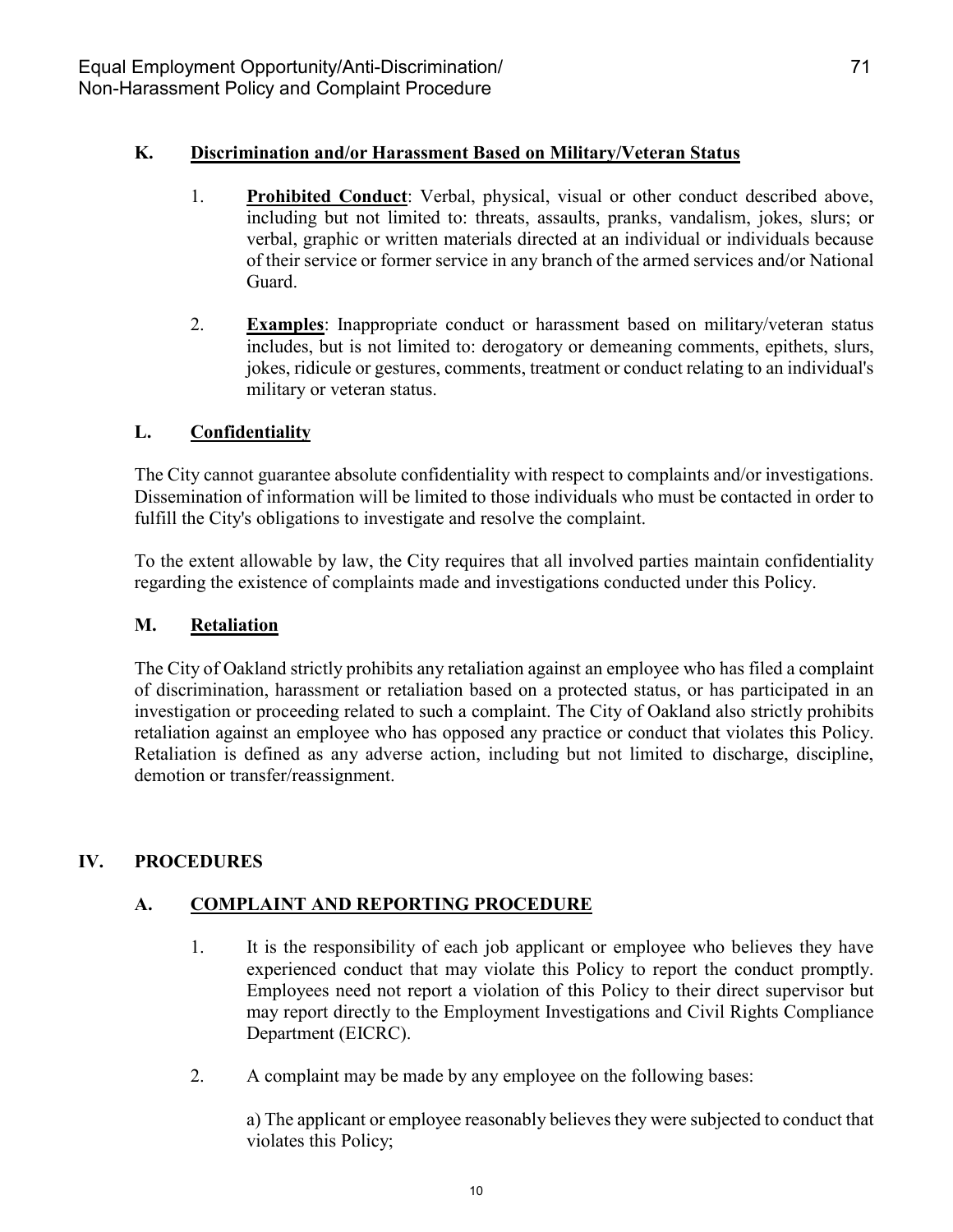### K. Discrimination and/or Harassment Based on Military/Veteran Status

1. **Prohibited Conduct**: Verbal, physical, visual or other conduct described above, including but not limited to: threats, assaults, pranks, vandalism, jokes, slurs; or verbal, graphic or written materials directed at an individual or individuals because of their service or former service in any branch of the armed services and/or National Guard.

2. **Examples**: Inappropriate conduct or harassment based on military/veteran status includes, but is not limited to: derogatory or demeaning comments, epithets, slurs, jokes, ridicule or gestures, comments, treatment or conduct relating to an individual's military or veteran status.

### L. Confidentiality

The City cannot guarantee absolute confidentiality with respect to complaints and/or investigations. Dissemination of information will be limited to those individuals who must be contacted in order to fulfill the City's obligations to investigate and resolve the complaint.

To the extent allowable by law, the City requires that all involved parties maintain confidentiality regarding the existence of complaints made and investigations conducted under this Policy.

### M. Retaliation

The City of Oakland strictly prohibits any retaliation against an employee who has filed a complaint of discrimination, harassment or retaliation based on a protected status, or has participated in an investigation or proceeding related to such a complaint. The City of Oakland also strictly prohibits retaliation against an employee who has opposed any practice or conduct that violates this Policy. Retaliation is defined as any adverse action, including but not limited to discharge, discipline, demotion or transfer/reassignment.

## IV. PROCEDURES

### A. COMPLAINT AND REPORTING PROCEDURE

1. It is the responsibility of each job applicant or employee who believes they have experienced conduct that may violate this Policy to report the conduct promptly. Employees need not report a violation of this Policy to their direct supervisor but may report directly to the Employment Investigations and Civil Rights Compliance Department (EICRC).

2. A complaint may be made by any employee on the following bases:

   a) The applicant or employee reasonably believes they were subjected to conduct that violates this Policy;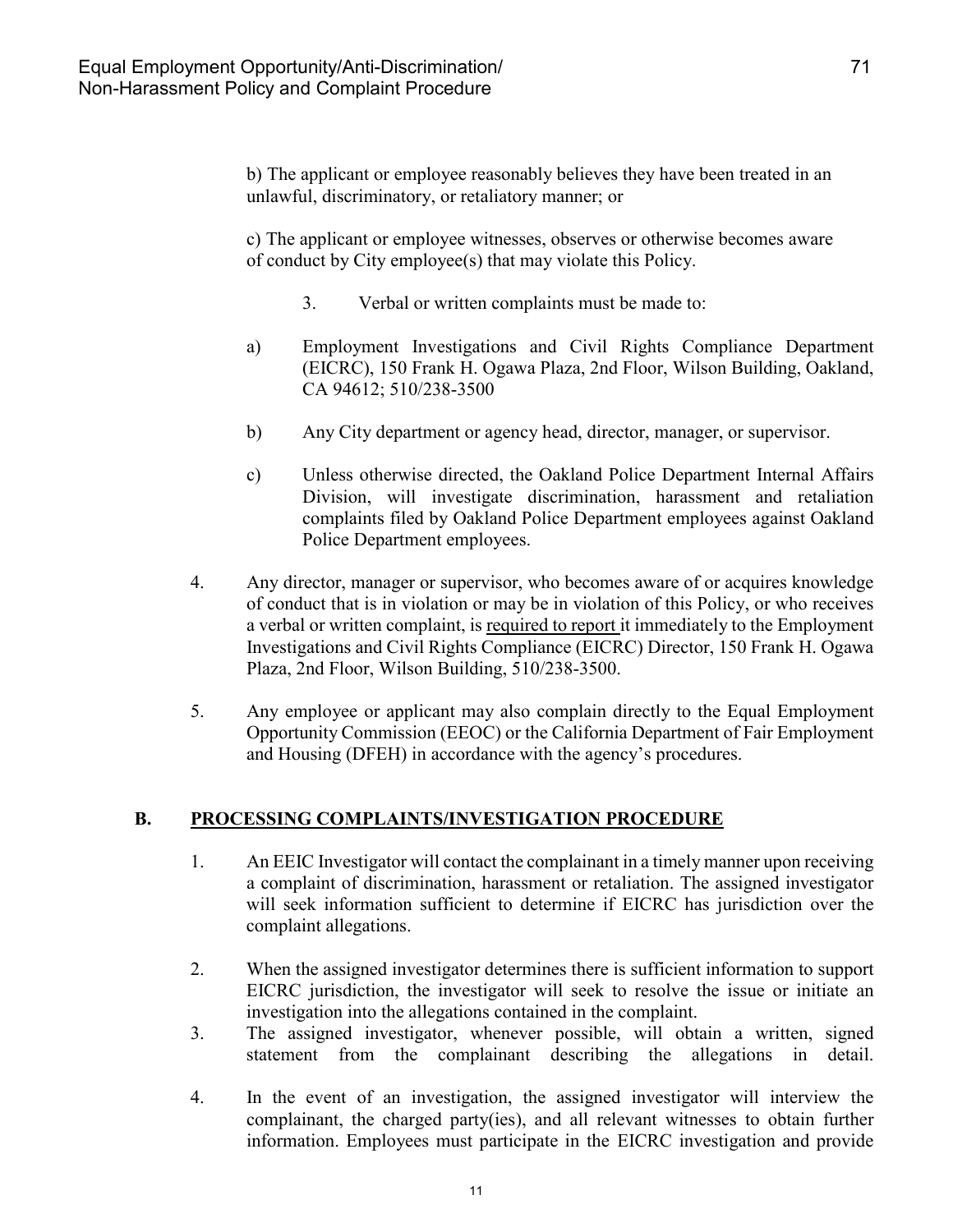b) The applicant or employee reasonably believes they have been treated in an unlawful, discriminatory, or retaliatory manner; or

c) The applicant or employee witnesses, observes or otherwise becomes aware of conduct by City employee(s) that may violate this Policy.

3. Verbal or written complaints must be made to:

a) Employment Investigations and Civil Rights Compliance Department (EICRC), 150 Frank H. Ogawa Plaza, 2nd Floor, Wilson Building, Oakland, CA 94612; 510/238-3500

b) Any City department or agency head, director, manager, or supervisor.

c) Unless otherwise directed, the Oakland Police Department Internal Affairs Division, will investigate discrimination, harassment and retaliation complaints filed by Oakland Police Department employees against Oakland Police Department employees.

4. Any director, manager or supervisor, who becomes aware of or acquires knowledge of conduct that is in violation or may be in violation of this Policy, or who receives a verbal or written complaint, is <u>required to report</u> it immediately to the Employment Investigations and Civil Rights Compliance (EICRC) Director, 150 Frank H. Ogawa Plaza, 2nd Floor, Wilson Building, 510/238-3500.

5. Any employee or applicant may also complain directly to the Equal Employment Opportunity Commission (EEOC) or the California Department of Fair Employment and Housing (DFEH) in accordance with the agency's procedures.

## B. PROCESSING COMPLAINTS/INVESTIGATION PROCEDURE

1. An EEIC Investigator will contact the complainant in a timely manner upon receiving a complaint of discrimination, harassment or retaliation. The assigned investigator will seek information sufficient to determine if EICRC has jurisdiction over the complaint allegations.

2. When the assigned investigator determines there is sufficient information to support EICRC jurisdiction, the investigator will seek to resolve the issue or initiate an investigation into the allegations contained in the complaint.

3. The assigned investigator, whenever possible, will obtain a written, signed statement from the complainant describing the allegations in detail.

4. In the event of an investigation, the assigned investigator will interview the complainant, the charged party(ies), and all relevant witnesses to obtain further information. Employees must participate in the EICRC investigation and provide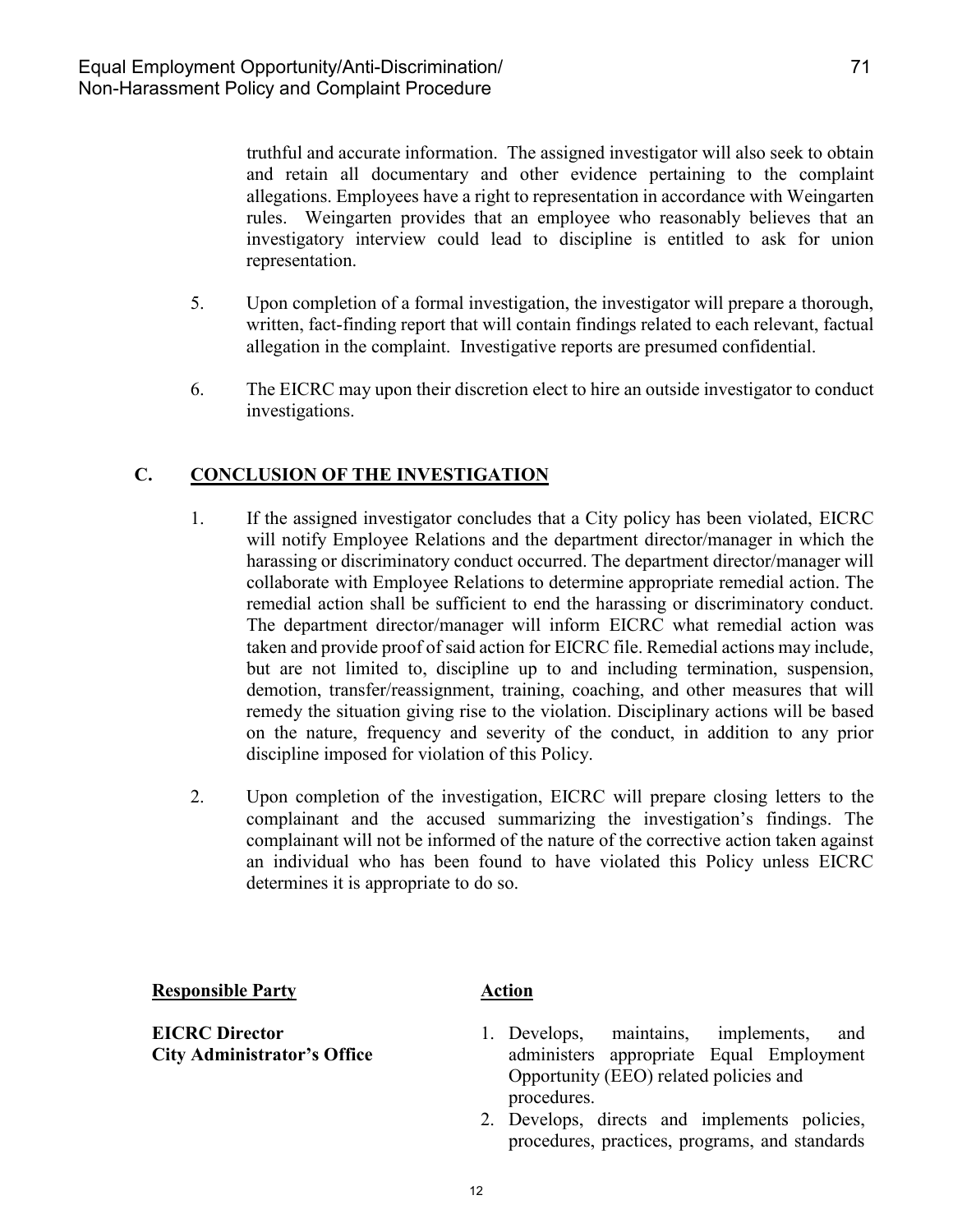truthful and accurate information. The assigned investigator will also seek to obtain and retain all documentary and other evidence pertaining to the complaint allegations. Employees have a right to representation in accordance with Weingarten rules. Weingarten provides that an employee who reasonably believes that an investigatory interview could lead to discipline is entitled to ask for union representation.

5. Upon completion of a formal investigation, the investigator will prepare a thorough, written, fact-finding report that will contain findings related to each relevant, factual allegation in the complaint. Investigative reports are presumed confidential.

6. The EICRC may upon their discretion elect to hire an outside investigator to conduct investigations.

## C. CONCLUSION OF THE INVESTIGATION

1. If the assigned investigator concludes that a City policy has been violated, EICRC will notify Employee Relations and the department director/manager in which the harassing or discriminatory conduct occurred. The department director/manager will collaborate with Employee Relations to determine appropriate remedial action. The remedial action shall be sufficient to end the harassing or discriminatory conduct. The department director/manager will inform EICRC what remedial action was taken and provide proof of said action for EICRC file. Remedial actions may include, but are not limited to, discipline up to and including termination, suspension, demotion, transfer/reassignment, training, coaching, and other measures that will remedy the situation giving rise to the violation. Disciplinary actions will be based on the nature, frequency and severity of the conduct, in addition to any prior discipline imposed for violation of this Policy.

2. Upon completion of the investigation, EICRC will prepare closing letters to the complainant and the accused summarizing the investigation's findings. The complainant will not be informed of the nature of the corrective action taken against an individual who has been found to have violated this Policy unless EICRC determines it is appropriate to do so.

| **Responsible Party** | **Action** |
| --- | --- |
| **EICRC Director**<br>**City Administrator's Office** | 1. Develops, maintains, implements, and administers appropriate Equal Employment Opportunity (EEO) related policies and procedures.<br>2. Develops, directs and implements policies, procedures, practices, programs, and standards |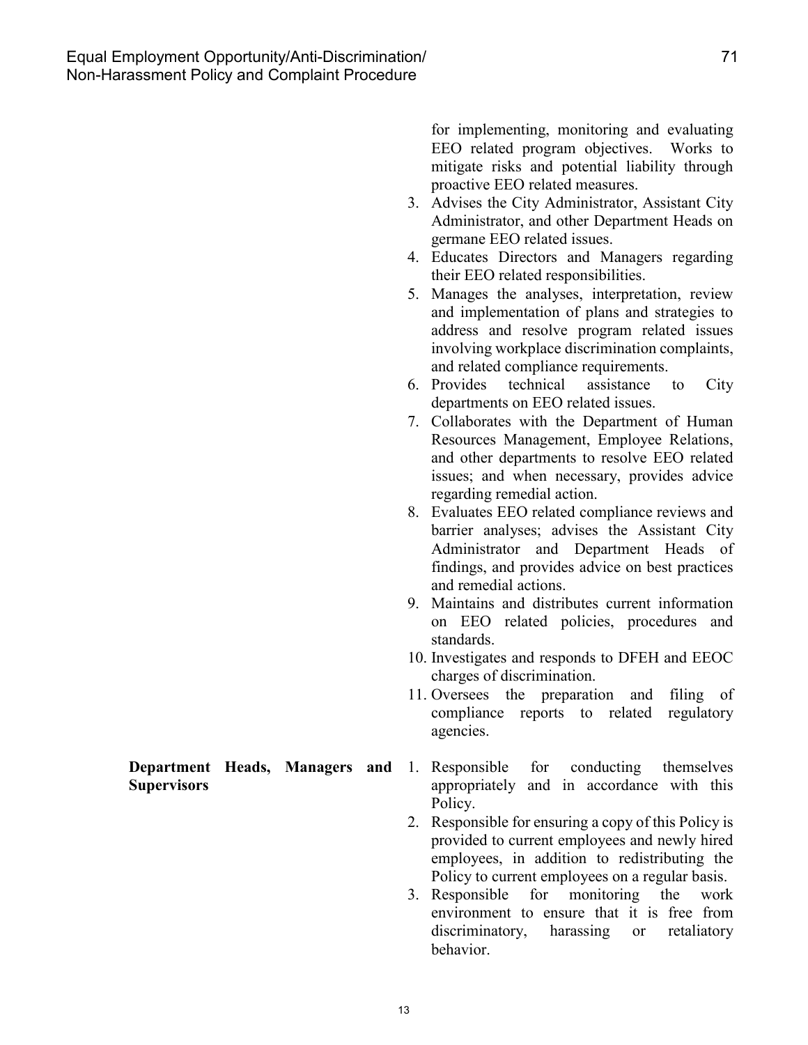for implementing, monitoring and evaluating EEO related program objectives. Works to mitigate risks and potential liability through proactive EEO related measures.

3. Advises the City Administrator, Assistant City Administrator, and other Department Heads on germane EEO related issues.
4. Educates Directors and Managers regarding their EEO related responsibilities.
5. Manages the analyses, interpretation, review and implementation of plans and strategies to address and resolve program related issues involving workplace discrimination complaints, and related compliance requirements.
6. Provides technical assistance to City departments on EEO related issues.
7. Collaborates with the Department of Human Resources Management, Employee Relations, and other departments to resolve EEO related issues; and when necessary, provides advice regarding remedial action.
8. Evaluates EEO related compliance reviews and barrier analyses; advises the Assistant City Administrator and Department Heads of findings, and provides advice on best practices and remedial actions.
9. Maintains and distributes current information on EEO related policies, procedures and standards.
10. Investigates and responds to DFEH and EEOC charges of discrimination.
11. Oversees the preparation and filing of compliance reports to related regulatory agencies.

**Department Heads, Managers and Supervisors**

1. Responsible for conducting themselves appropriately and in accordance with this Policy.
2. Responsible for ensuring a copy of this Policy is provided to current employees and newly hired employees, in addition to redistributing the Policy to current employees on a regular basis.
3. Responsible for monitoring the work environment to ensure that it is free from discriminatory, harassing or retaliatory behavior.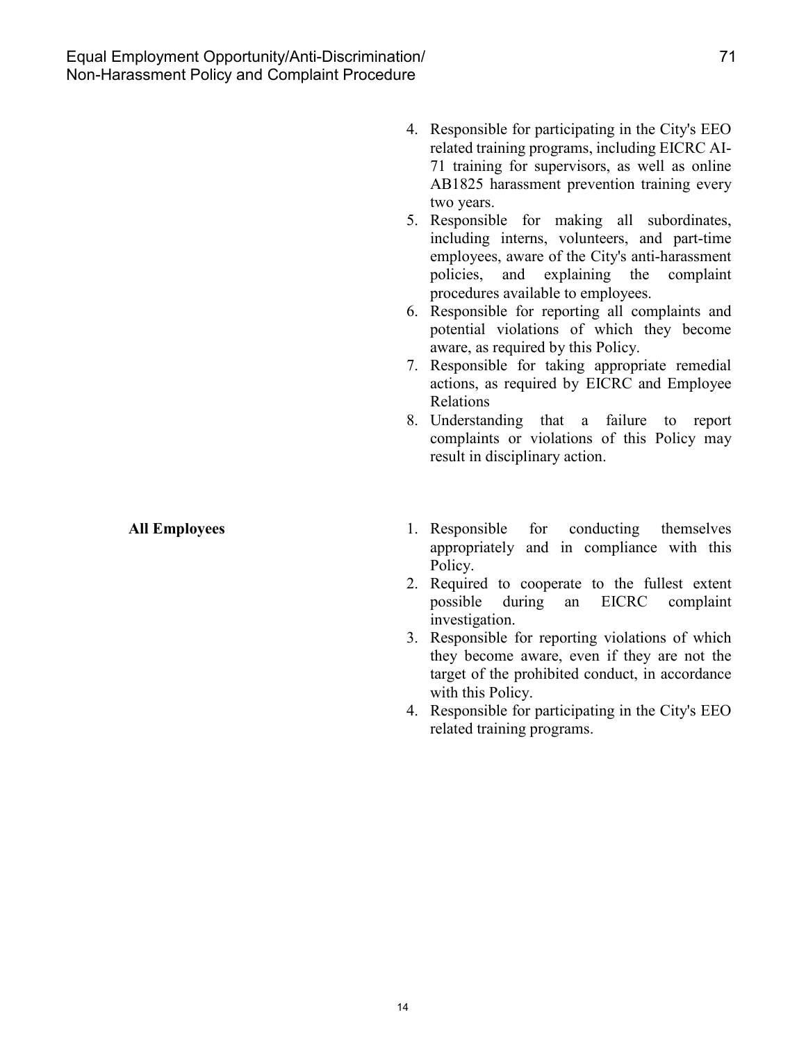4. Responsible for participating in the City's EEO related training programs, including EICRC AI-71 training for supervisors, as well as online AB1825 harassment prevention training every two years.
5. Responsible for making all subordinates, including interns, volunteers, and part-time employees, aware of the City's anti-harassment policies, and explaining the complaint procedures available to employees.
6. Responsible for reporting all complaints and potential violations of which they become aware, as required by this Policy.
7. Responsible for taking appropriate remedial actions, as required by EICRC and Employee Relations
8. Understanding that a failure to report complaints or violations of this Policy may result in disciplinary action.

**All Employees**

1. Responsible for conducting themselves appropriately and in compliance with this Policy.
2. Required to cooperate to the fullest extent possible during an EICRC complaint investigation.
3. Responsible for reporting violations of which they become aware, even if they are not the target of the prohibited conduct, in accordance with this Policy.
4. Responsible for participating in the City's EEO related training programs.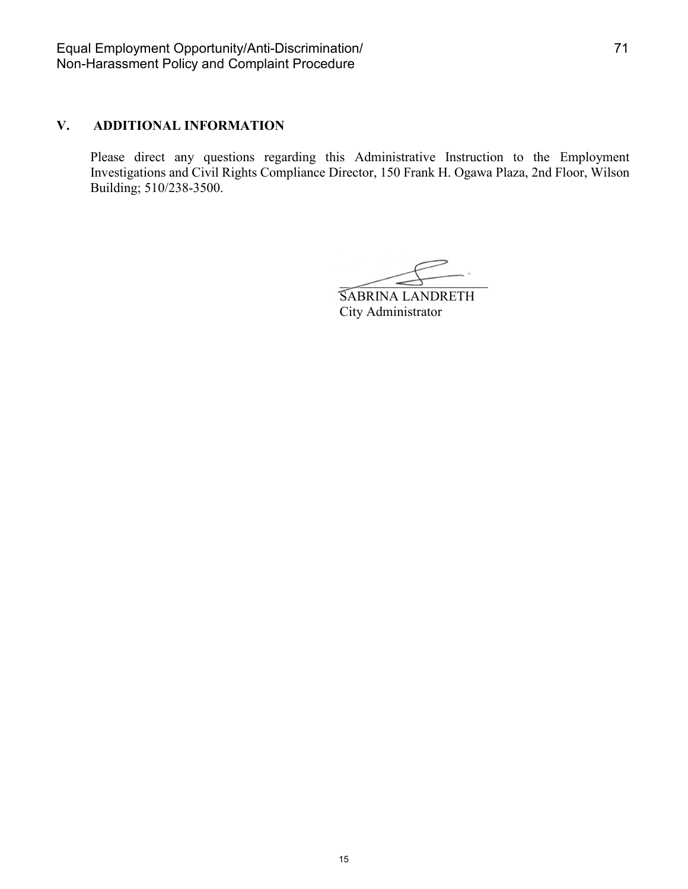## V. ADDITIONAL INFORMATION

Please direct any questions regarding this Administrative Instruction to the Employment Investigations and Civil Rights Compliance Director, 150 Frank H. Ogawa Plaza, 2nd Floor, Wilson Building; 510/238-3500.

SABRINA LANDRETH
City Administrator